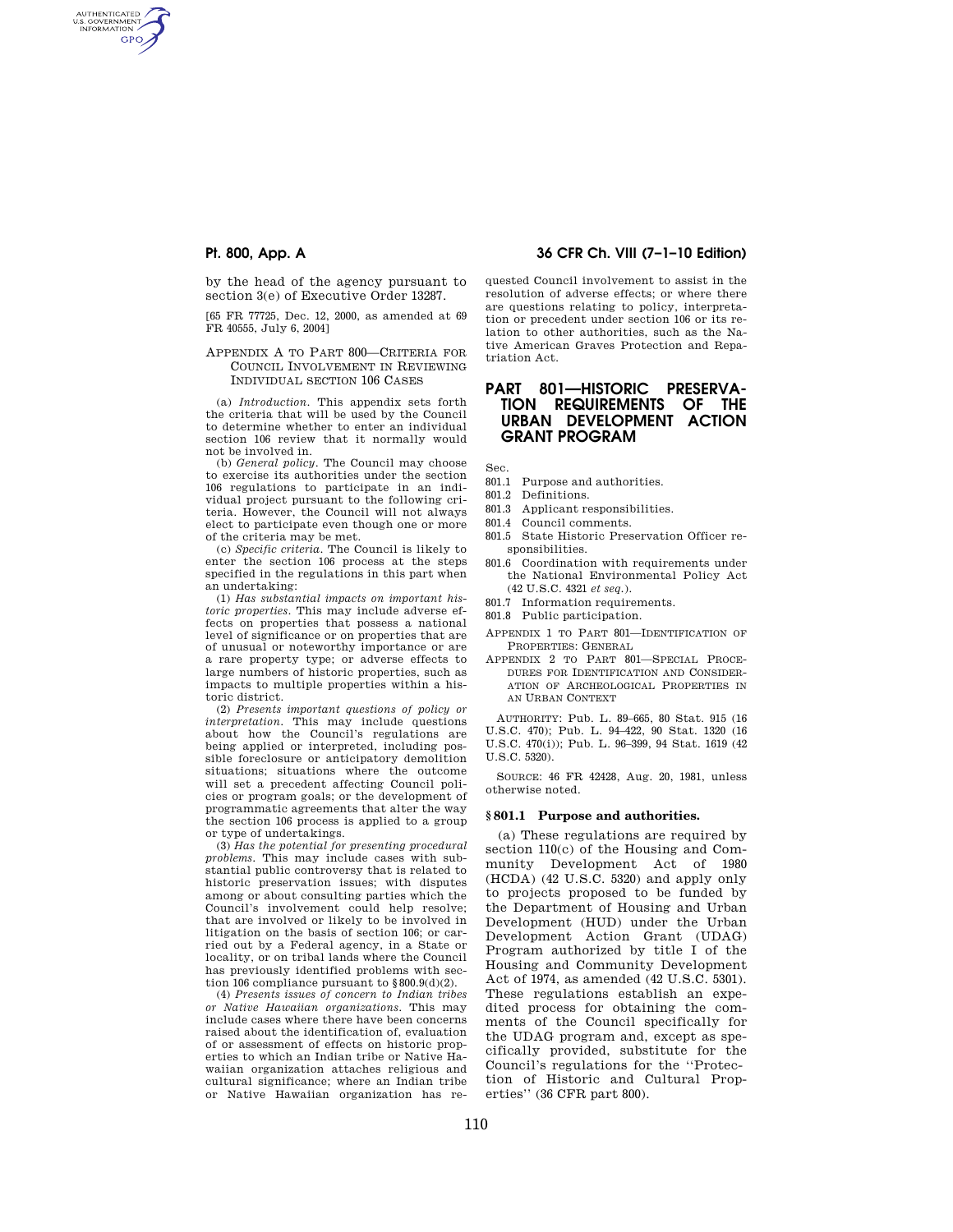by the head of the agency pursuant to section 3(e) of Executive Order 13287.

[65 FR 77725, Dec. 12, 2000, as amended at 69 FR 40555, July 6, 2004]

## APPENDIX A TO PART 800—CRITERIA FOR COUNCIL INVOLVEMENT IN REVIEWING INDIVIDUAL SECTION 106 CASES

(a) *Introduction.* This appendix sets forth the criteria that will be used by the Council to determine whether to enter an individual section 106 review that it normally would not be involved in.

(b) *General policy.* The Council may choose to exercise its authorities under the section 106 regulations to participate in an individual project pursuant to the following criteria. However, the Council will not always elect to participate even though one or more of the criteria may be met.

(c) *Specific criteria.* The Council is likely to enter the section 106 process at the steps specified in the regulations in this part when an undertaking:

(1) *Has substantial impacts on important historic properties.* This may include adverse effects on properties that possess a national level of significance or on properties that are of unusual or noteworthy importance or are a rare property type; or adverse effects to large numbers of historic properties, such as impacts to multiple properties within a historic district.

(2) *Presents important questions of policy or interpretation.* This may include questions about how the Council's regulations are being applied or interpreted, including possible foreclosure or anticipatory demolition situations; situations where the outcome will set a precedent affecting Council policies or program goals; or the development of programmatic agreements that alter the way the section 106 process is applied to a group or type of undertakings.

(3) *Has the potential for presenting procedural problems.* This may include cases with substantial public controversy that is related to historic preservation issues; with disputes among or about consulting parties which the Council's involvement could help resolve; that are involved or likely to be involved in litigation on the basis of section 106; or carried out by a Federal agency, in a State or locality, or on tribal lands where the Council has previously identified problems with section 106 compliance pursuant to §800.9(d)(2).

(4) *Presents issues of concern to Indian tribes or Native Hawaiian organizations.* This may include cases where there have been concerns raised about the identification of, evaluation of or assessment of effects on historic properties to which an Indian tribe or Native Hawaiian organization attaches religious and cultural significance; where an Indian tribe or Native Hawaiian organization has requested Council involvement to assist in the resolution of adverse effects; or where there are questions relating to policy, interpretation or precedent under section 106 or its relation to other authorities, such as the Native American Graves Protection and Repatriation Act.

# PART 801—HISTORIC PRESERVATION REQUIREMENTS OF THE URBAN DEVELOPMENT ACTION GRANT PROGRAM

Sec.

801.1 Purpose and authorities.
801.2 Definitions.
801.3 Applicant responsibilities.
801.4 Council comments.
801.5 State Historic Preservation Officer responsibilities.
801.6 Coordination with requirements under the National Environmental Policy Act (42 U.S.C. 4321 *et seq.*).
801.7 Information requirements.
801.8 Public participation.

APPENDIX 1 TO PART 801—IDENTIFICATION OF PROPERTIES: GENERAL

APPENDIX 2 TO PART 801—SPECIAL PROCEDURES FOR IDENTIFICATION AND CONSIDERATION OF ARCHEOLOGICAL PROPERTIES IN AN URBAN CONTEXT

AUTHORITY: Pub. L. 89–665, 80 Stat. 915 (16 U.S.C. 470); Pub. L. 94–422, 90 Stat. 1320 (16 U.S.C. 470(i)); Pub. L. 96–399, 94 Stat. 1619 (42 U.S.C. 5320).

SOURCE: 46 FR 42428, Aug. 20, 1981, unless otherwise noted.

### §801.1 Purpose and authorities.

(a) These regulations are required by section 110(c) of the Housing and Community Development Act of 1980 (HCDA) (42 U.S.C. 5320) and apply only to projects proposed to be funded by the Department of Housing and Urban Development (HUD) under the Urban Development Action Grant (UDAG) Program authorized by title I of the Housing and Community Development Act of 1974, as amended (42 U.S.C. 5301). These regulations establish an expedited process for obtaining the comments of the Council specifically for the UDAG program and, except as specifically provided, substitute for the Council's regulations for the ''Protection of Historic and Cultural Properties'' (36 CFR part 800).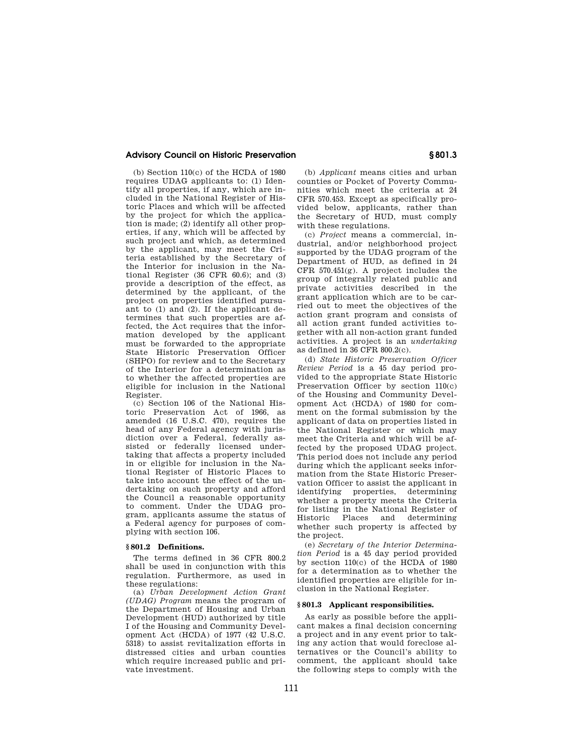(b) Section 110(c) of the HCDA of 1980 requires UDAG applicants to: (1) Identify all properties, if any, which are included in the National Register of Historic Places and which will be affected by the project for which the application is made; (2) identify all other properties, if any, which will be affected by such project and which, as determined by the applicant, may meet the Criteria established by the Secretary of the Interior for inclusion in the National Register (36 CFR 60.6); and (3) provide a description of the effect, as determined by the applicant, of the project on properties identified pursuant to (1) and (2). If the applicant determines that such properties are affected, the Act requires that the information developed by the applicant must be forwarded to the appropriate State Historic Preservation Officer (SHPO) for review and to the Secretary of the Interior for a determination as to whether the affected properties are eligible for inclusion in the National Register.

(c) Section 106 of the National Historic Preservation Act of 1966, as amended (16 U.S.C. 470), requires the head of any Federal agency with jurisdiction over a Federal, federally assisted or federally licensed undertaking that affects a property included in or eligible for inclusion in the National Register of Historic Places to take into account the effect of the undertaking on such property and afford the Council a reasonable opportunity to comment. Under the UDAG program, applicants assume the status of a Federal agency for purposes of complying with section 106.

### § 801.2 Definitions.

The terms defined in 36 CFR 800.2 shall be used in conjunction with this regulation. Furthermore, as used in these regulations:

(a) *Urban Development Action Grant (UDAG) Program* means the program of the Department of Housing and Urban Development (HUD) authorized by title I of the Housing and Community Development Act (HCDA) of 1977 (42 U.S.C. 5318) to assist revitalization efforts in distressed cities and urban counties which require increased public and private investment.

(b) *Applicant* means cities and urban counties or Pocket of Poverty Communities which meet the criteria at 24 CFR 570.453. Except as specifically provided below, applicants, rather than the Secretary of HUD, must comply with these regulations.

(c) *Project* means a commercial, industrial, and/or neighborhood project supported by the UDAG program of the Department of HUD, as defined in 24 CFR 570.451(g). A project includes the group of integrally related public and private activities described in the grant application which are to be carried out to meet the objectives of the action grant program and consists of all action grant funded activities together with all non-action grant funded activities. A project is an *undertaking* as defined in 36 CFR 800.2(c).

(d) *State Historic Preservation Officer Review Period* is a 45 day period provided to the appropriate State Historic Preservation Officer by section 110(c) of the Housing and Community Development Act (HCDA) of 1980 for comment on the formal submission by the applicant of data on properties listed in the National Register or which may meet the Criteria and which will be affected by the proposed UDAG project. This period does not include any period during which the applicant seeks information from the State Historic Preservation Officer to assist the applicant in identifying properties, determining whether a property meets the Criteria for listing in the National Register of Historic Places and determining whether such property is affected by the project.

(e) *Secretary of the Interior Determination Period* is a 45 day period provided by section 110(c) of the HCDA of 1980 for a determination as to whether the identified properties are eligible for inclusion in the National Register.

### § 801.3 Applicant responsibilities.

As early as possible before the applicant makes a final decision concerning a project and in any event prior to taking any action that would foreclose alternatives or the Council's ability to comment, the applicant should take the following steps to comply with the